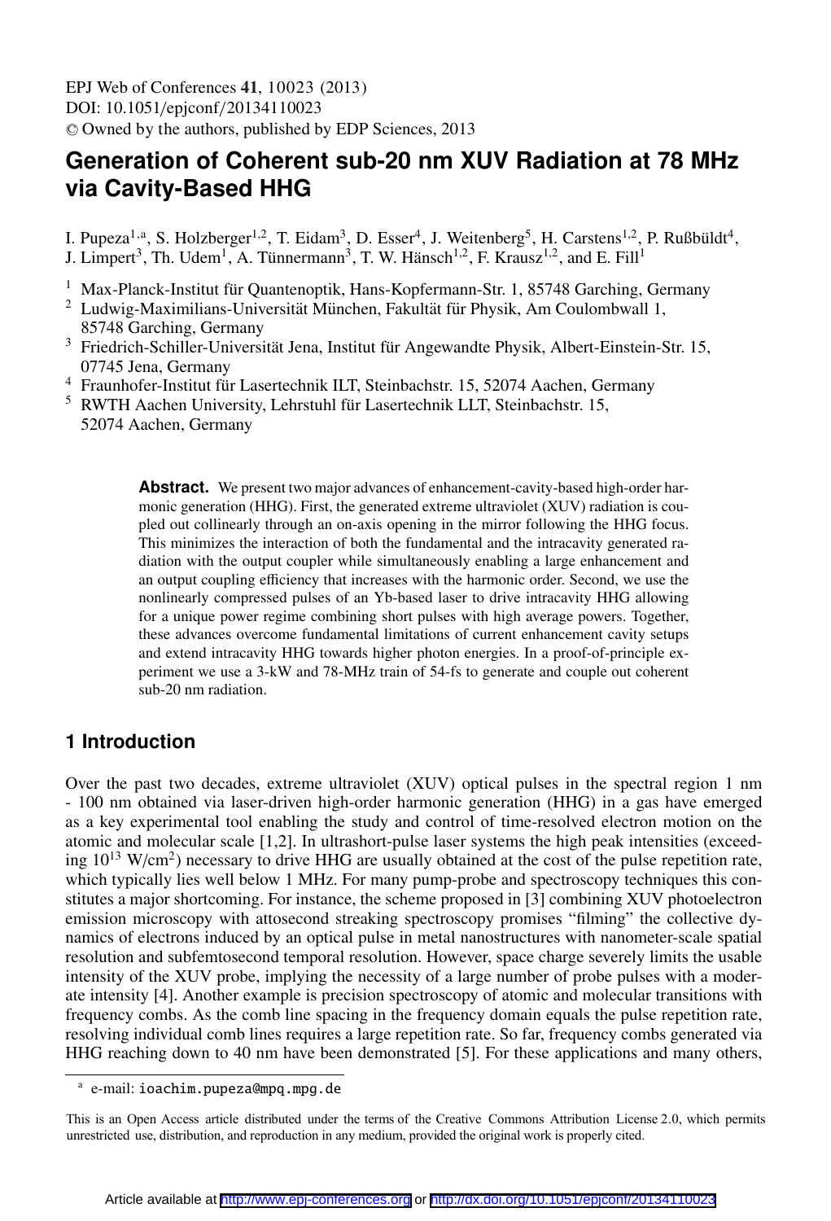# Generation of Coherent sub-20 nm XUV Radiation at 78 MHz via Cavity-Based HHG

I. Pupeza[1,a], S. Holzberger[1,2], T. Eidam[3], D. Esser[4], J. Weitenberg[5], H. Carstens[1,2], P. Rußbüldt[4], J. Limpert[3], Th. Udem[1], A. Tünnermann[3], T. W. Hänsch[1,2], F. Krausz[1,2], and E. Fill[1]

[1] Max-Planck-Institut für Quantenoptik, Hans-Kopfermann-Str. 1, 85748 Garching, Germany
[2] Ludwig-Maximilians-Universität München, Fakultät für Physik, Am Coulombwall 1, 85748 Garching, Germany
[3] Friedrich-Schiller-Universität Jena, Institut für Angewandte Physik, Albert-Einstein-Str. 15, 07745 Jena, Germany
[4] Fraunhofer-Institut für Lasertechnik ILT, Steinbachstr. 15, 52074 Aachen, Germany
[5] RWTH Aachen University, Lehrstuhl für Lasertechnik LLT, Steinbachstr. 15, 52074 Aachen, Germany

**Abstract.** We present two major advances of enhancement-cavity-based high-order harmonic generation (HHG). First, the generated extreme ultraviolet (XUV) radiation is coupled out collinearly through an on-axis opening in the mirror following the HHG focus. This minimizes the interaction of both the fundamental and the intracavity generated radiation with the output coupler while simultaneously enabling a large enhancement and an output coupling efficiency that increases with the harmonic order. Second, we use the nonlinearly compressed pulses of an Yb-based laser to drive intracavity HHG allowing for a unique power regime combining short pulses with high average powers. Together, these advances overcome fundamental limitations of current enhancement cavity setups and extend intracavity HHG towards higher photon energies. In a proof-of-principle experiment we use a 3-kW and 78-MHz train of 54-fs to generate and couple out coherent sub-20 nm radiation.

## 1 Introduction

Over the past two decades, extreme ultraviolet (XUV) optical pulses in the spectral region 1 nm - 100 nm obtained via laser-driven high-order harmonic generation (HHG) in a gas have emerged as a key experimental tool enabling the study and control of time-resolved electron motion on the atomic and molecular scale [1,2]. In ultrashort-pulse laser systems the high peak intensities (exceeding $10^{13}$ W/cm$^2$) necessary to drive HHG are usually obtained at the cost of the pulse repetition rate, which typically lies well below 1 MHz. For many pump-probe and spectroscopy techniques this constitutes a major shortcoming. For instance, the scheme proposed in [3] combining XUV photoelectron emission microscopy with attosecond streaking spectroscopy promises "filming" the collective dynamics of electrons induced by an optical pulse in metal nanostructures with nanometer-scale spatial resolution and subfemtosecond temporal resolution. However, space charge severely limits the usable intensity of the XUV probe, implying the necessity of a large number of probe pulses with a moderate intensity [4]. Another example is precision spectroscopy of atomic and molecular transitions with frequency combs. As the comb line spacing in the frequency domain equals the pulse repetition rate, resolving individual comb lines requires a large repetition rate. So far, frequency combs generated via HHG reaching down to 40 nm have been demonstrated [5]. For these applications and many others,

[a] e-mail: ioachim.pupeza@mpq.mpg.de

This is an Open Access article distributed under the terms of the Creative Commons Attribution License 2.0, which permits unrestricted use, distribution, and reproduction in any medium, provided the original work is properly cited.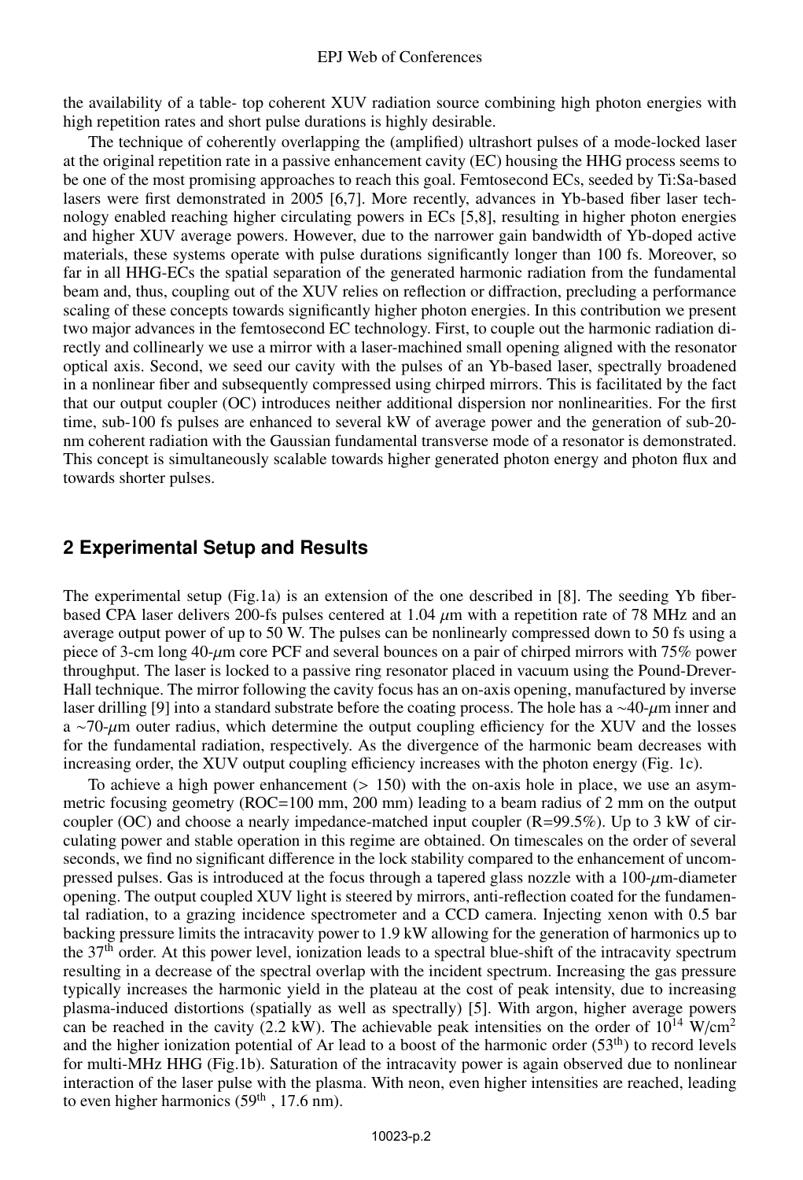the availability of a table- top coherent XUV radiation source combining high photon energies with high repetition rates and short pulse durations is highly desirable.

The technique of coherently overlapping the (amplified) ultrashort pulses of a mode-locked laser at the original repetition rate in a passive enhancement cavity (EC) housing the HHG process seems to be one of the most promising approaches to reach this goal. Femtosecond ECs, seeded by Ti:Sa-based lasers were first demonstrated in 2005 [6,7]. More recently, advances in Yb-based fiber laser technology enabled reaching higher circulating powers in ECs [5,8], resulting in higher photon energies and higher XUV average powers. However, due to the narrower gain bandwidth of Yb-doped active materials, these systems operate with pulse durations significantly longer than 100 fs. Moreover, so far in all HHG-ECs the spatial separation of the generated harmonic radiation from the fundamental beam and, thus, coupling out of the XUV relies on reflection or diffraction, precluding a performance scaling of these concepts towards significantly higher photon energies. In this contribution we present two major advances in the femtosecond EC technology. First, to couple out the harmonic radiation directly and collinearly we use a mirror with a laser-machined small opening aligned with the resonator optical axis. Second, we seed our cavity with the pulses of an Yb-based laser, spectrally broadened in a nonlinear fiber and subsequently compressed using chirped mirrors. This is facilitated by the fact that our output coupler (OC) introduces neither additional dispersion nor nonlinearities. For the first time, sub-100 fs pulses are enhanced to several kW of average power and the generation of sub-20-nm coherent radiation with the Gaussian fundamental transverse mode of a resonator is demonstrated. This concept is simultaneously scalable towards higher generated photon energy and photon flux and towards shorter pulses.

## 2 Experimental Setup and Results

The experimental setup (Fig.1a) is an extension of the one described in [8]. The seeding Yb fiber-based CPA laser delivers 200-fs pulses centered at 1.04 $\mu$m with a repetition rate of 78 MHz and an average output power of up to 50 W. The pulses can be nonlinearly compressed down to 50 fs using a piece of 3-cm long 40-$\mu$m core PCF and several bounces on a pair of chirped mirrors with 75% power throughput. The laser is locked to a passive ring resonator placed in vacuum using the Pound-Drever-Hall technique. The mirror following the cavity focus has an on-axis opening, manufactured by inverse laser drilling [9] into a standard substrate before the coating process. The hole has a ~40-$\mu$m inner and a ~70-$\mu$m outer radius, which determine the output coupling efficiency for the XUV and the losses for the fundamental radiation, respectively. As the divergence of the harmonic beam decreases with increasing order, the XUV output coupling efficiency increases with the photon energy (Fig. 1c).

To achieve a high power enhancement (> 150) with the on-axis hole in place, we use an asymmetric focusing geometry (ROC=100 mm, 200 mm) leading to a beam radius of 2 mm on the output coupler (OC) and choose a nearly impedance-matched input coupler (R=99.5%). Up to 3 kW of circulating power and stable operation in this regime are obtained. On timescales on the order of several seconds, we find no significant difference in the lock stability compared to the enhancement of uncompressed pulses. Gas is introduced at the focus through a tapered glass nozzle with a 100-$\mu$m-diameter opening. The output coupled XUV light is steered by mirrors, anti-reflection coated for the fundamental radiation, to a grazing incidence spectrometer and a CCD camera. Injecting xenon with 0.5 bar backing pressure limits the intracavity power to 1.9 kW allowing for the generation of harmonics up to the 37$^{\text{th}}$ order. At this power level, ionization leads to a spectral blue-shift of the intracavity spectrum resulting in a decrease of the spectral overlap with the incident spectrum. Increasing the gas pressure typically increases the harmonic yield in the plateau at the cost of peak intensity, due to increasing plasma-induced distortions (spatially as well as spectrally) [5]. With argon, higher average powers can be reached in the cavity (2.2 kW). The achievable peak intensities on the order of $10^{14}$ W/cm$^2$ and the higher ionization potential of Ar lead to a boost of the harmonic order (53$^{\text{th}}$) to record levels for multi-MHz HHG (Fig.1b). Saturation of the intracavity power is again observed due to nonlinear interaction of the laser pulse with the plasma. With neon, even higher intensities are reached, leading to even higher harmonics (59$^{\text{th}}$ , 17.6 nm).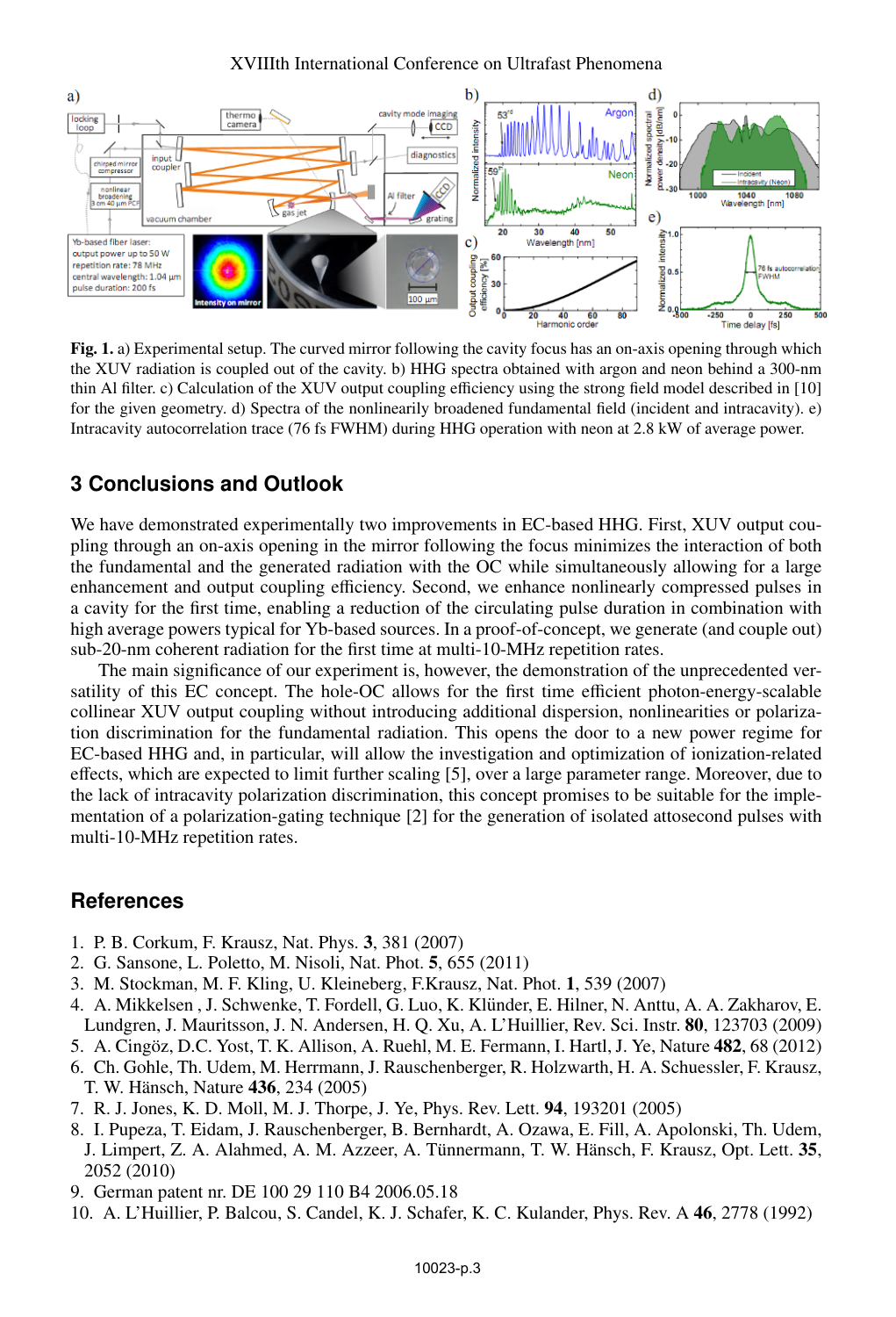a) locking loop, thermo camera, cavity mode imaging, CCD, chirped mirror compressor, input coupler, diagnostics, nonlinear broadening 3 cm 40 µm PCF, vacuum chamber, gas jet, Al filter, CCD, grating

Yb-based fiber laser: output power up to 50 W repetition rate: 78 MHz central wavelength: 1.04 µm pulse duration: 200 fs

Intensity on mirror

100 µm

b) 53rd, Argon, 59th, Neon, Normalized intensity, 20 30 40 50, Wavelength [nm]

c) Output coupling efficiency [%], 0 30 60, 0 20 40 60 80, Harmonic order

d) Normalized spectral power density [dB/nm], 0 -10 -20 -30, Incident, Intracavity (Neon), 1000 1040 1080, Wavelength [nm]

e) Normalized intensity, 0.0 0.5 1.0, 76 fs autocorrelation FWHM, -500 -250 0 250 500, Time delay [fs]

**Fig. 1.** a) Experimental setup. The curved mirror following the cavity focus has an on-axis opening through which the XUV radiation is coupled out of the cavity. b) HHG spectra obtained with argon and neon behind a 300-nm thin Al filter. c) Calculation of the XUV output coupling efficiency using the strong field model described in [10] for the given geometry. d) Spectra of the nonlinearly broadened fundamental field (incident and intracavity). e) Intracavity autocorrelation trace (76 fs FWHM) during HHG operation with neon at 2.8 kW of average power.

## 3 Conclusions and Outlook

We have demonstrated experimentally two improvements in EC-based HHG. First, XUV output coupling through an on-axis opening in the mirror following the focus minimizes the interaction of both the fundamental and the generated radiation with the OC while simultaneously allowing for a large enhancement and output coupling efficiency. Second, we enhance nonlinearly compressed pulses in a cavity for the first time, enabling a reduction of the circulating pulse duration in combination with high average powers typical for Yb-based sources. In a proof-of-concept, we generate (and couple out) sub-20-nm coherent radiation for the first time at multi-10-MHz repetition rates.

The main significance of our experiment is, however, the demonstration of the unprecedented versatility of this EC concept. The hole-OC allows for the first time efficient photon-energy-scalable collinear XUV output coupling without introducing additional dispersion, nonlinearities or polarization discrimination for the fundamental radiation. This opens the door to a new power regime for EC-based HHG and, in particular, will allow the investigation and optimization of ionization-related effects, which are expected to limit further scaling [5], over a large parameter range. Moreover, due to the lack of intracavity polarization discrimination, this concept promises to be suitable for the implementation of a polarization-gating technique [2] for the generation of isolated attosecond pulses with multi-10-MHz repetition rates.

## References

1. P. B. Corkum, F. Krausz, Nat. Phys. **3**, 381 (2007)
2. G. Sansone, L. Poletto, M. Nisoli, Nat. Phot. **5**, 655 (2011)
3. M. Stockman, M. F. Kling, U. Kleineberg, F.Krausz, Nat. Phot. **1**, 539 (2007)
4. A. Mikkelsen , J. Schwenke, T. Fordell, G. Luo, K. Klünder, E. Hilner, N. Anttu, A. A. Zakharov, E. Lundgren, J. Mauritsson, J. N. Andersen, H. Q. Xu, A. L'Huillier, Rev. Sci. Instr. **80**, 123703 (2009)
5. A. Cingöz, D.C. Yost, T. K. Allison, A. Ruehl, M. E. Fermann, I. Hartl, J. Ye, Nature **482**, 68 (2012)
6. Ch. Gohle, Th. Udem, M. Herrmann, J. Rauschenberger, R. Holzwarth, H. A. Schuessler, F. Krausz, T. W. Hänsch, Nature **436**, 234 (2005)
7. R. J. Jones, K. D. Moll, M. J. Thorpe, J. Ye, Phys. Rev. Lett. **94**, 193201 (2005)
8. I. Pupeza, T. Eidam, J. Rauschenberger, B. Bernhardt, A. Ozawa, E. Fill, A. Apolonski, Th. Udem, J. Limpert, Z. A. Alahmed, A. M. Azzeer, A. Tünnermann, T. W. Hänsch, F. Krausz, Opt. Lett. **35**, 2052 (2010)
9. German patent nr. DE 100 29 110 B4 2006.05.18
10. A. L'Huillier, P. Balcou, S. Candel, K. J. Schafer, K. C. Kulander, Phys. Rev. A **46**, 2778 (1992)